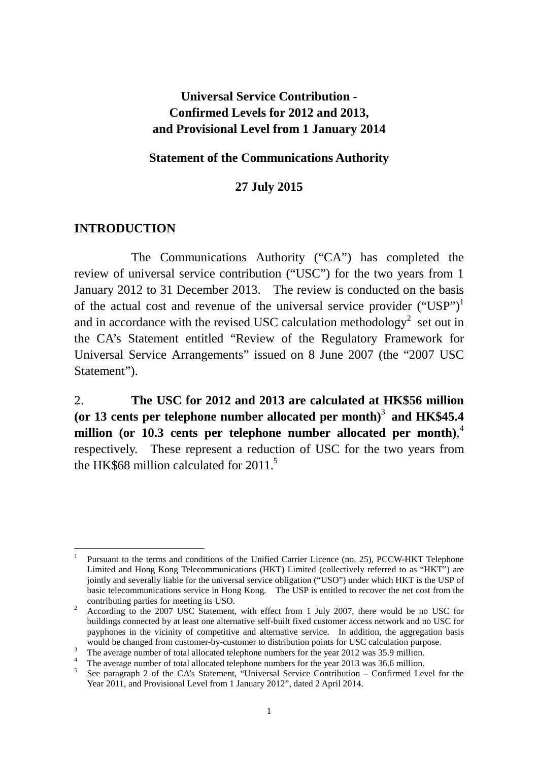# Universal Service Contribution - Confirmed Levels for 2012 and 2013, and Provisional Level from 1 January 2014

## Statement of the Communications Authority

**27 July 2015**

## INTRODUCTION

The Communications Authority ("CA") has completed the review of universal service contribution ("USC") for the two years from 1 January 2012 to 31 December 2013. The review is conducted on the basis of the actual cost and revenue of the universal service provider ("USP")[1] and in accordance with the revised USC calculation methodology[2] set out in the CA's Statement entitled "Review of the Regulatory Framework for Universal Service Arrangements" issued on 8 June 2007 (the "2007 USC Statement").

2. **The USC for 2012 and 2013 are calculated at HK$56 million (or 13 cents per telephone number allocated per month)**[3] **and HK$45.4 million (or 10.3 cents per telephone number allocated per month)**,[4] respectively. These represent a reduction of USC for the two years from the HK$68 million calculated for 2011.[5]

---

[1] Pursuant to the terms and conditions of the Unified Carrier Licence (no. 25), PCCW-HKT Telephone Limited and Hong Kong Telecommunications (HKT) Limited (collectively referred to as "HKT") are jointly and severally liable for the universal service obligation ("USO") under which HKT is the USP of basic telecommunications service in Hong Kong. The USP is entitled to recover the net cost from the contributing parties for meeting its USO.

[2] According to the 2007 USC Statement, with effect from 1 July 2007, there would be no USC for buildings connected by at least one alternative self-built fixed customer access network and no USC for payphones in the vicinity of competitive and alternative service. In addition, the aggregation basis would be changed from customer-by-customer to distribution points for USC calculation purpose.

[3] The average number of total allocated telephone numbers for the year 2012 was 35.9 million.

[4] The average number of total allocated telephone numbers for the year 2013 was 36.6 million.

[5] See paragraph 2 of the CA's Statement, "Universal Service Contribution – Confirmed Level for the Year 2011, and Provisional Level from 1 January 2012", dated 2 April 2014.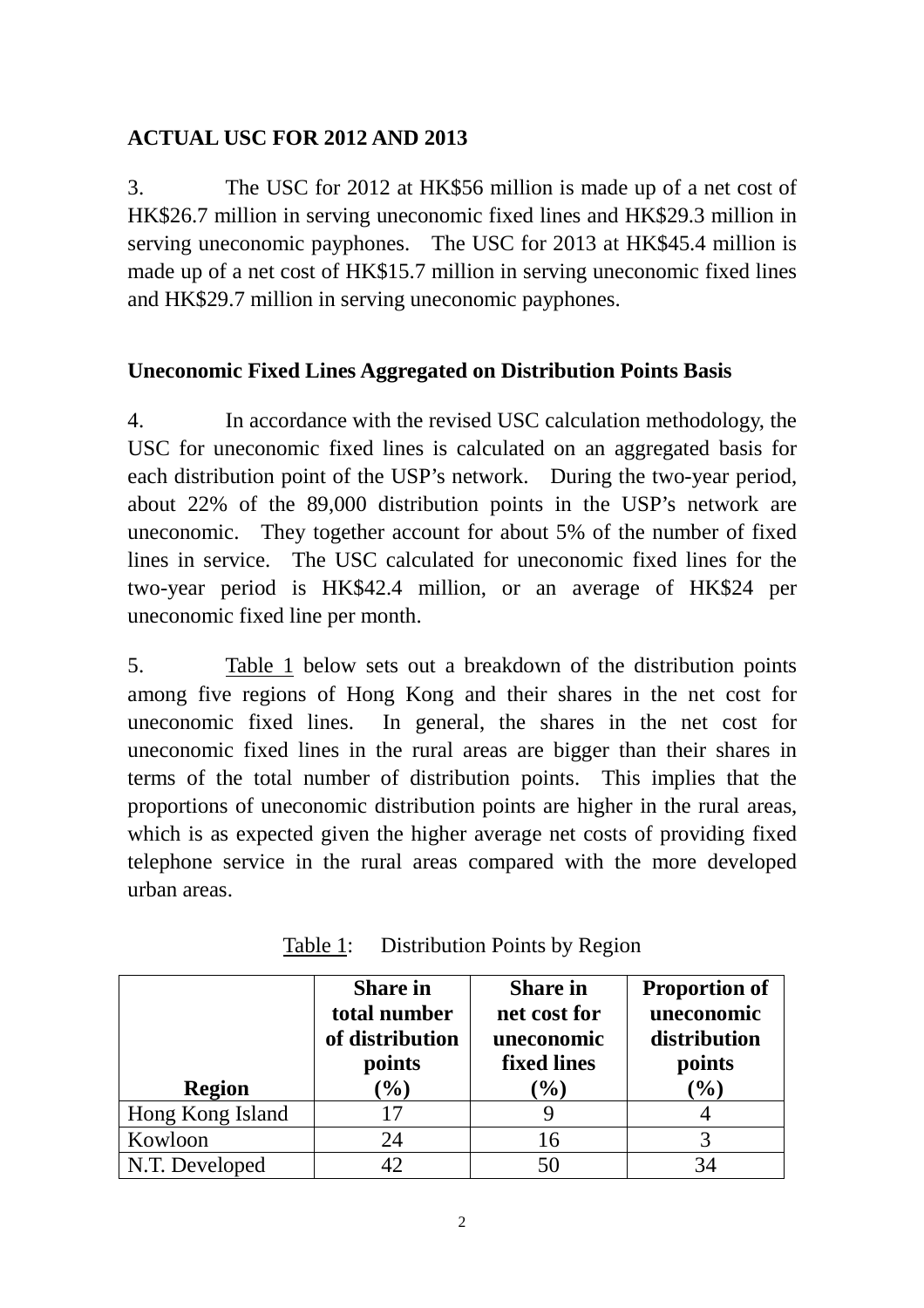## ACTUAL USC FOR 2012 AND 2013

3. The USC for 2012 at HK$56 million is made up of a net cost of HK$26.7 million in serving uneconomic fixed lines and HK$29.3 million in serving uneconomic payphones. The USC for 2013 at HK$45.4 million is made up of a net cost of HK$15.7 million in serving uneconomic fixed lines and HK$29.7 million in serving uneconomic payphones.

### Uneconomic Fixed Lines Aggregated on Distribution Points Basis

4. In accordance with the revised USC calculation methodology, the USC for uneconomic fixed lines is calculated on an aggregated basis for each distribution point of the USP's network. During the two-year period, about 22% of the 89,000 distribution points in the USP's network are uneconomic. They together account for about 5% of the number of fixed lines in service. The USC calculated for uneconomic fixed lines for the two-year period is HK$42.4 million, or an average of HK$24 per uneconomic fixed line per month.

5. Table 1 below sets out a breakdown of the distribution points among five regions of Hong Kong and their shares in the net cost for uneconomic fixed lines. In general, the shares in the net cost for uneconomic fixed lines in the rural areas are bigger than their shares in terms of the total number of distribution points. This implies that the proportions of uneconomic distribution points are higher in the rural areas, which is as expected given the higher average net costs of providing fixed telephone service in the rural areas compared with the more developed urban areas.

Table 1: Distribution Points by Region

| Region | Share in total number of distribution points (%) | Share in net cost for uneconomic fixed lines (%) | Proportion of uneconomic distribution points (%) |
|---|---|---|---|
| Hong Kong Island | 17 | 9 | 4 |
| Kowloon | 24 | 16 | 3 |
| N.T. Developed | 42 | 50 | 34 |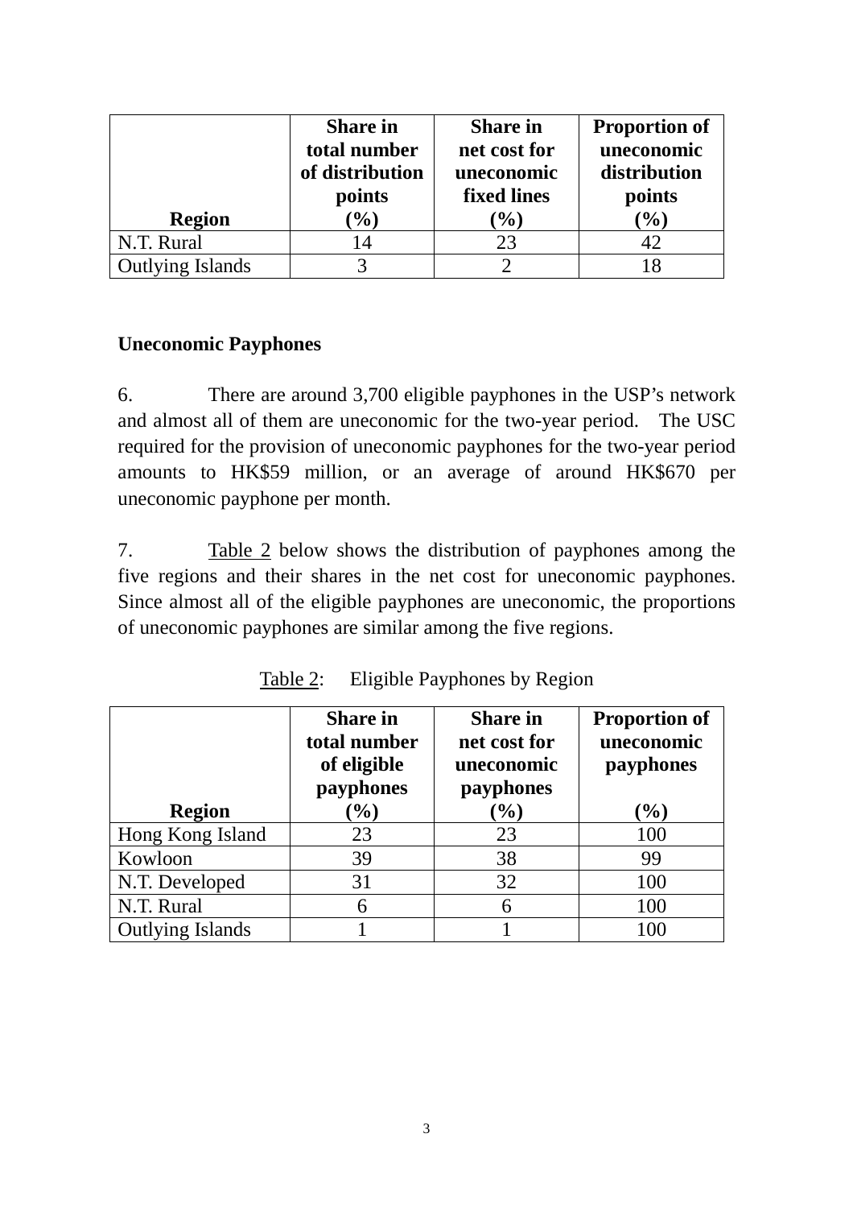| Region | Share in total number of distribution points (%) | Share in net cost for uneconomic fixed lines (%) | Proportion of uneconomic distribution points (%) |
|---|---|---|---|
| N.T. Rural | 14 | 23 | 42 |
| Outlying Islands | 3 | 2 | 18 |

**Uneconomic Payphones**

6. There are around 3,700 eligible payphones in the USP's network and almost all of them are uneconomic for the two-year period. The USC required for the provision of uneconomic payphones for the two-year period amounts to HK$59 million, or an average of around HK$670 per uneconomic payphone per month.

7. Table 2 below shows the distribution of payphones among the five regions and their shares in the net cost for uneconomic payphones. Since almost all of the eligible payphones are uneconomic, the proportions of uneconomic payphones are similar among the five regions.

Table 2: Eligible Payphones by Region

| Region | Share in total number of eligible payphones (%) | Share in net cost for uneconomic payphones (%) | Proportion of uneconomic payphones (%) |
|---|---|---|---|
| Hong Kong Island | 23 | 23 | 100 |
| Kowloon | 39 | 38 | 99 |
| N.T. Developed | 31 | 32 | 100 |
| N.T. Rural | 6 | 6 | 100 |
| Outlying Islands | 1 | 1 | 100 |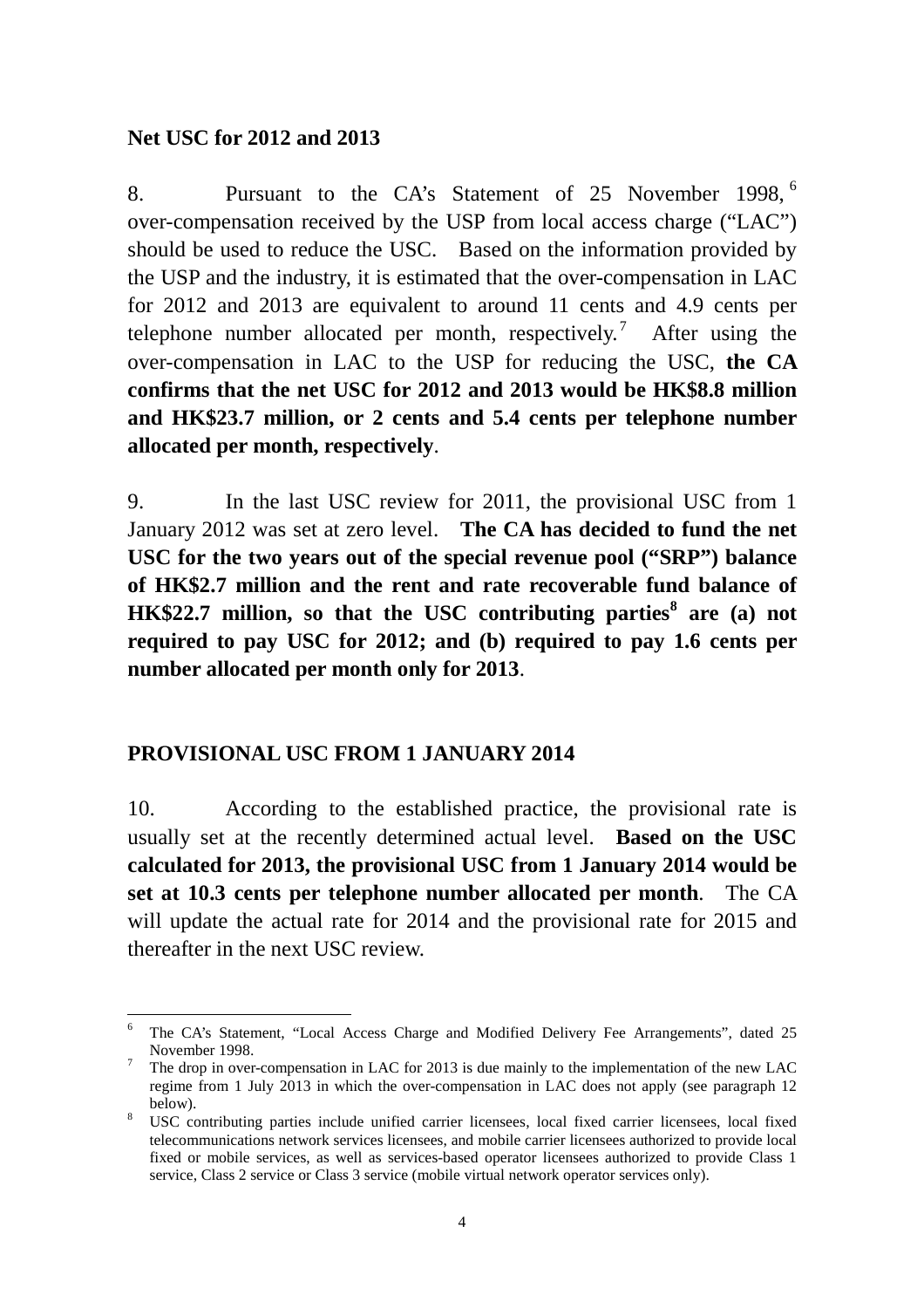## Net USC for 2012 and 2013

8. Pursuant to the CA's Statement of 25 November 1998,[6] over-compensation received by the USP from local access charge ("LAC") should be used to reduce the USC. Based on the information provided by the USP and the industry, it is estimated that the over-compensation in LAC for 2012 and 2013 are equivalent to around 11 cents and 4.9 cents per telephone number allocated per month, respectively.[7] After using the over-compensation in LAC to the USP for reducing the USC, **the CA confirms that the net USC for 2012 and 2013 would be HK$8.8 million and HK$23.7 million, or 2 cents and 5.4 cents per telephone number allocated per month, respectively**.

9. In the last USC review for 2011, the provisional USC from 1 January 2012 was set at zero level. **The CA has decided to fund the net USC for the two years out of the special revenue pool ("SRP") balance of HK$2.7 million and the rent and rate recoverable fund balance of HK$22.7 million, so that the USC contributing parties[8] are (a) not required to pay USC for 2012; and (b) required to pay 1.6 cents per number allocated per month only for 2013**.

## PROVISIONAL USC FROM 1 JANUARY 2014

10. According to the established practice, the provisional rate is usually set at the recently determined actual level. **Based on the USC calculated for 2013, the provisional USC from 1 January 2014 would be set at 10.3 cents per telephone number allocated per month**. The CA will update the actual rate for 2014 and the provisional rate for 2015 and thereafter in the next USC review.

---

[6] The CA's Statement, "Local Access Charge and Modified Delivery Fee Arrangements", dated 25 November 1998.

[7] The drop in over-compensation in LAC for 2013 is due mainly to the implementation of the new LAC regime from 1 July 2013 in which the over-compensation in LAC does not apply (see paragraph 12 below).

[8] USC contributing parties include unified carrier licensees, local fixed carrier licensees, local fixed telecommunications network services licensees, and mobile carrier licensees authorized to provide local fixed or mobile services, as well as services-based operator licensees authorized to provide Class 1 service, Class 2 service or Class 3 service (mobile virtual network operator services only).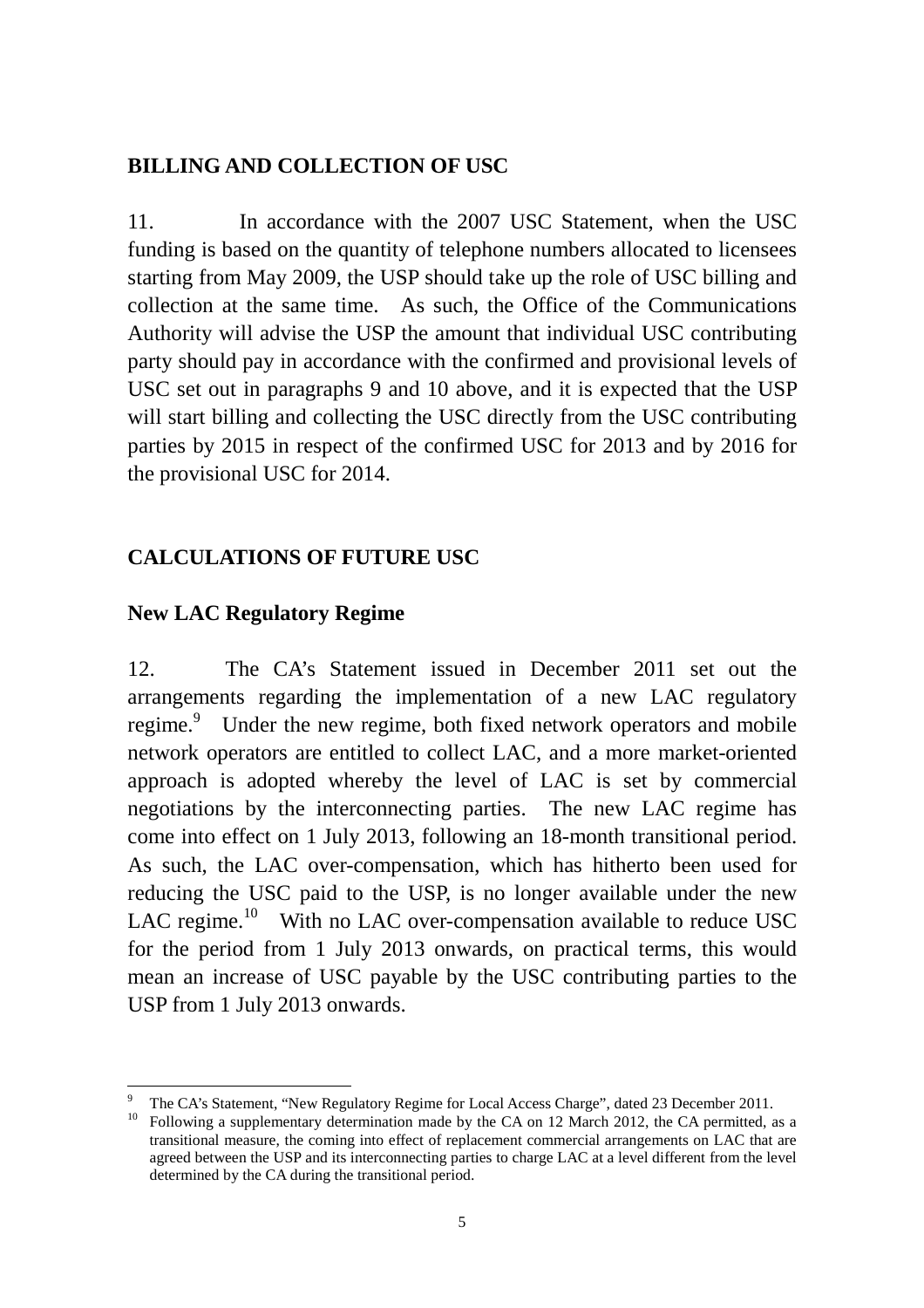## BILLING AND COLLECTION OF USC

11. In accordance with the 2007 USC Statement, when the USC funding is based on the quantity of telephone numbers allocated to licensees starting from May 2009, the USP should take up the role of USC billing and collection at the same time. As such, the Office of the Communications Authority will advise the USP the amount that individual USC contributing party should pay in accordance with the confirmed and provisional levels of USC set out in paragraphs 9 and 10 above, and it is expected that the USP will start billing and collecting the USC directly from the USC contributing parties by 2015 in respect of the confirmed USC for 2013 and by 2016 for the provisional USC for 2014.

## CALCULATIONS OF FUTURE USC

### New LAC Regulatory Regime

12. The CA's Statement issued in December 2011 set out the arrangements regarding the implementation of a new LAC regulatory regime.[9] Under the new regime, both fixed network operators and mobile network operators are entitled to collect LAC, and a more market-oriented approach is adopted whereby the level of LAC is set by commercial negotiations by the interconnecting parties. The new LAC regime has come into effect on 1 July 2013, following an 18-month transitional period. As such, the LAC over-compensation, which has hitherto been used for reducing the USC paid to the USP, is no longer available under the new LAC regime.[10] With no LAC over-compensation available to reduce USC for the period from 1 July 2013 onwards, on practical terms, this would mean an increase of USC payable by the USC contributing parties to the USP from 1 July 2013 onwards.

---

[9] The CA's Statement, "New Regulatory Regime for Local Access Charge", dated 23 December 2011.

[10] Following a supplementary determination made by the CA on 12 March 2012, the CA permitted, as a transitional measure, the coming into effect of replacement commercial arrangements on LAC that are agreed between the USP and its interconnecting parties to charge LAC at a level different from the level determined by the CA during the transitional period.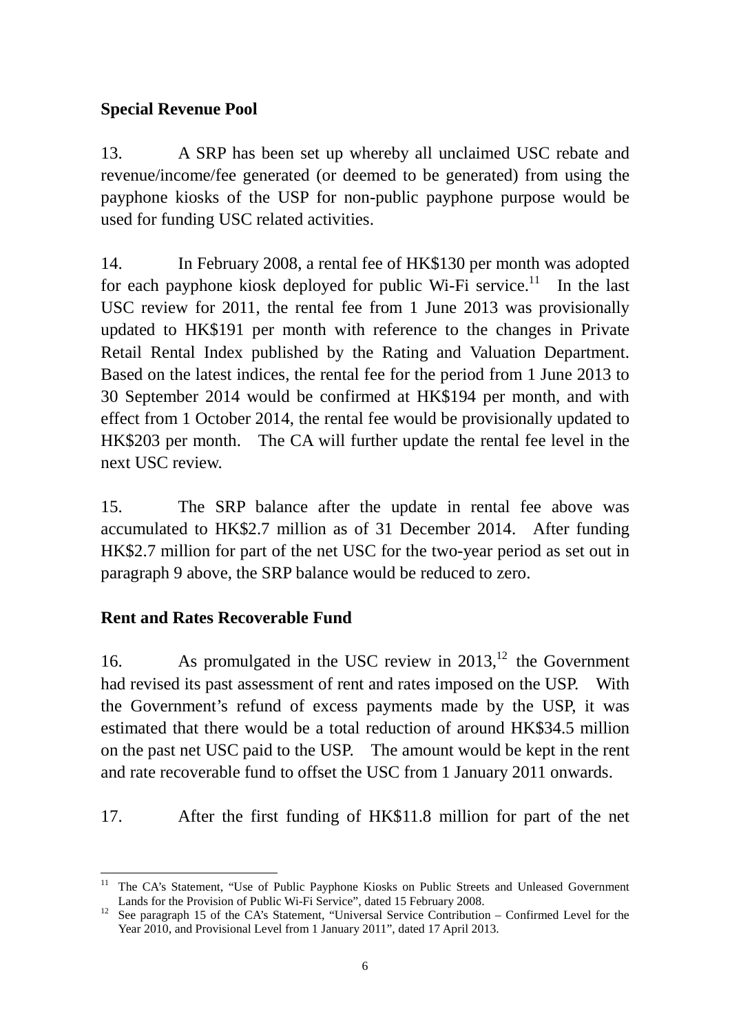## Special Revenue Pool

13. A SRP has been set up whereby all unclaimed USC rebate and revenue/income/fee generated (or deemed to be generated) from using the payphone kiosks of the USP for non-public payphone purpose would be used for funding USC related activities.

14. In February 2008, a rental fee of HK$130 per month was adopted for each payphone kiosk deployed for public Wi-Fi service.[11] In the last USC review for 2011, the rental fee from 1 June 2013 was provisionally updated to HK$191 per month with reference to the changes in Private Retail Rental Index published by the Rating and Valuation Department. Based on the latest indices, the rental fee for the period from 1 June 2013 to 30 September 2014 would be confirmed at HK$194 per month, and with effect from 1 October 2014, the rental fee would be provisionally updated to HK$203 per month. The CA will further update the rental fee level in the next USC review.

15. The SRP balance after the update in rental fee above was accumulated to HK$2.7 million as of 31 December 2014. After funding HK$2.7 million for part of the net USC for the two-year period as set out in paragraph 9 above, the SRP balance would be reduced to zero.

## Rent and Rates Recoverable Fund

16. As promulgated in the USC review in 2013,[12] the Government had revised its past assessment of rent and rates imposed on the USP. With the Government's refund of excess payments made by the USP, it was estimated that there would be a total reduction of around HK$34.5 million on the past net USC paid to the USP. The amount would be kept in the rent and rate recoverable fund to offset the USC from 1 January 2011 onwards.

17. After the first funding of HK$11.8 million for part of the net

---

[11] The CA's Statement, "Use of Public Payphone Kiosks on Public Streets and Unleased Government Lands for the Provision of Public Wi-Fi Service", dated 15 February 2008.

[12] See paragraph 15 of the CA's Statement, "Universal Service Contribution – Confirmed Level for the Year 2010, and Provisional Level from 1 January 2011", dated 17 April 2013.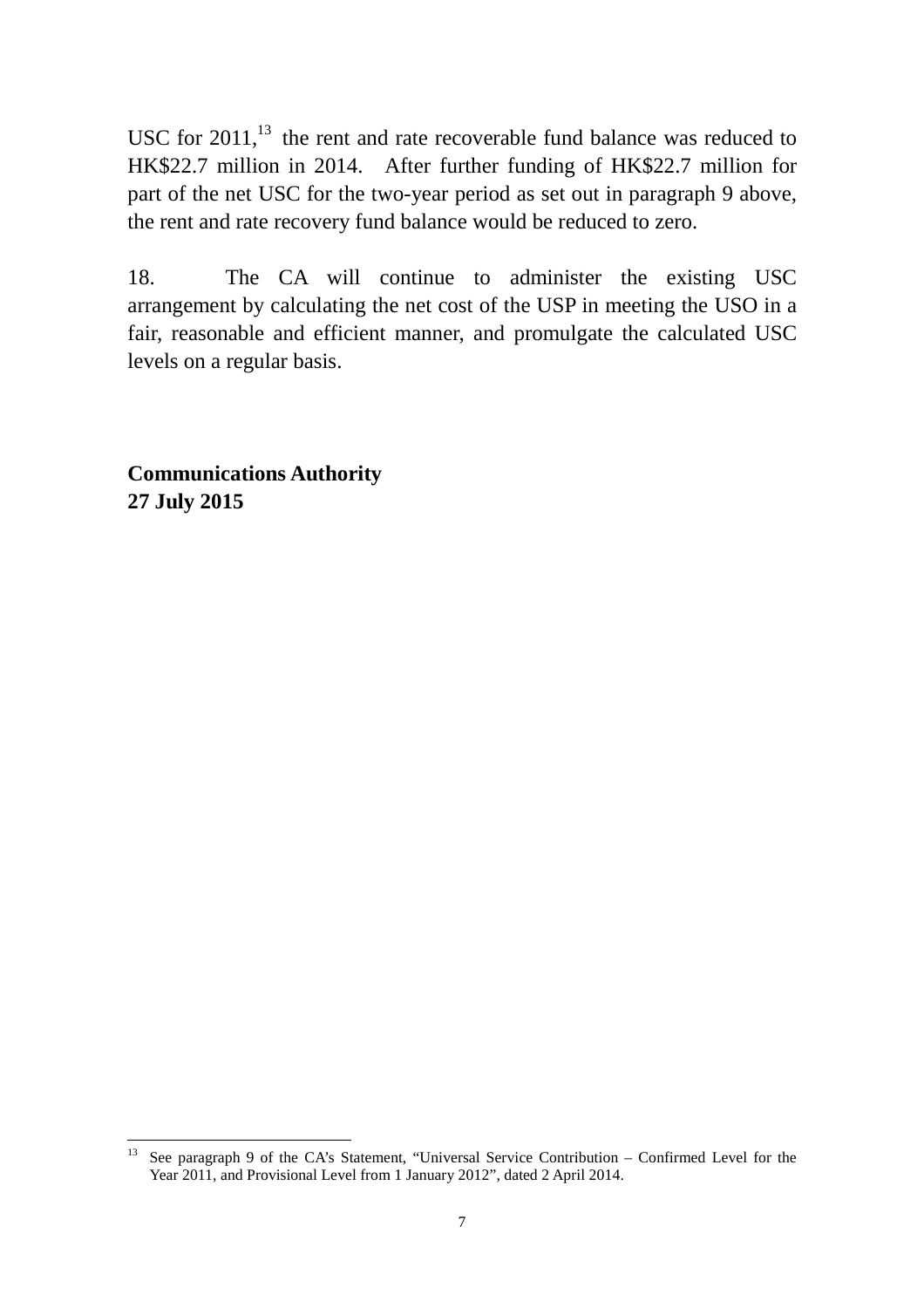USC for 2011,[13] the rent and rate recoverable fund balance was reduced to HK$22.7 million in 2014. After further funding of HK$22.7 million for part of the net USC for the two-year period as set out in paragraph 9 above, the rent and rate recovery fund balance would be reduced to zero.

18. The CA will continue to administer the existing USC arrangement by calculating the net cost of the USP in meeting the USO in a fair, reasonable and efficient manner, and promulgate the calculated USC levels on a regular basis.

**Communications Authority**
**27 July 2015**

---

[13] See paragraph 9 of the CA's Statement, "Universal Service Contribution – Confirmed Level for the Year 2011, and Provisional Level from 1 January 2012", dated 2 April 2014.